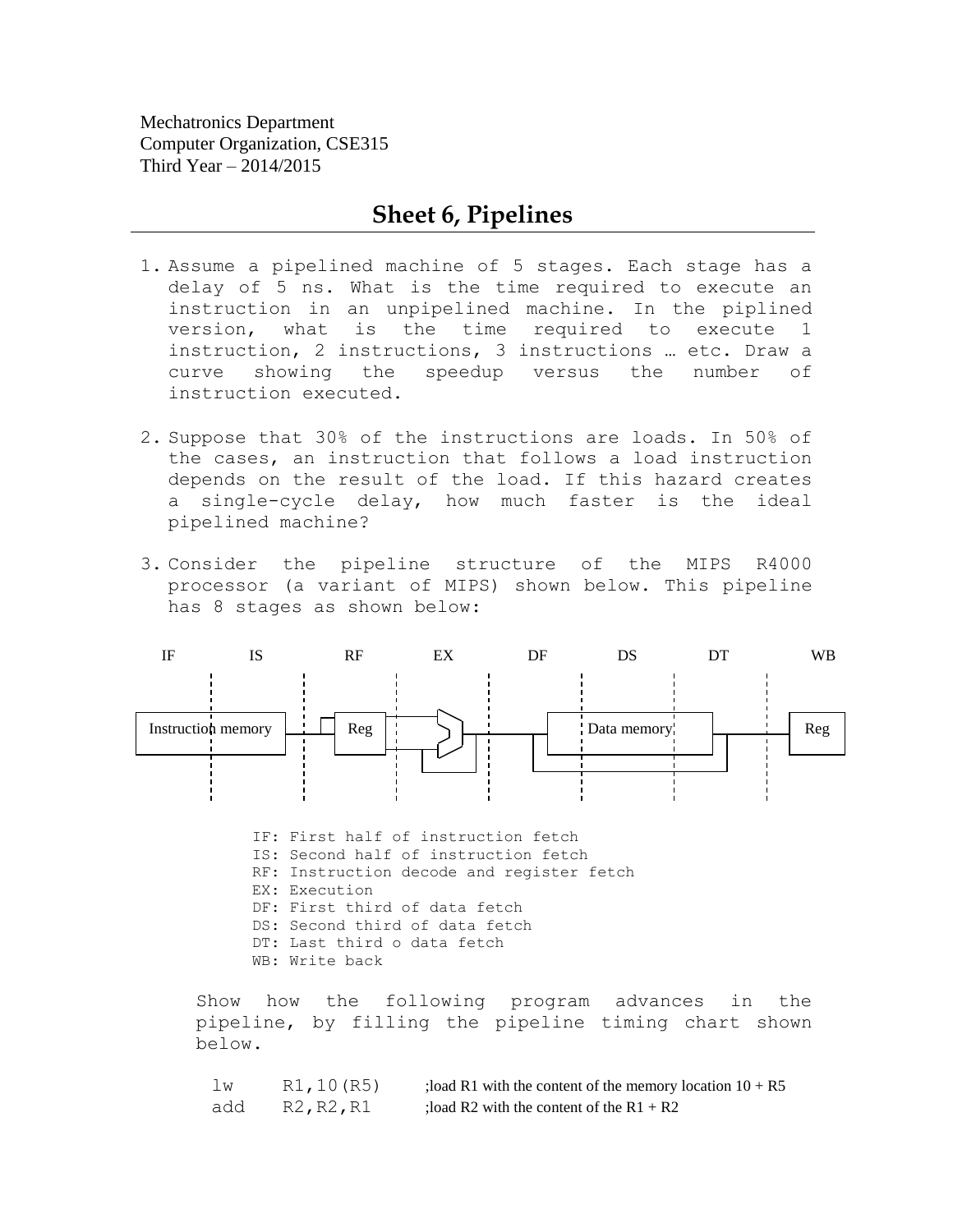Mechatronics Department
Computer Organization, CSE315
Third Year – 2014/2015

# Sheet 6, Pipelines

1. Assume a pipelined machine of 5 stages. Each stage has a delay of 5 ns. What is the time required to execute an instruction in an unpipelined machine. In the piplined version, what is the time required to execute 1 instruction, 2 instructions, 3 instructions … etc. Draw a curve showing the speedup versus the number of instruction executed.

2. Suppose that 30% of the instructions are loads. In 50% of the cases, an instruction that follows a load instruction depends on the result of the load. If this hazard creates a single-cycle delay, how much faster is the ideal pipelined machine?

3. Consider the pipeline structure of the MIPS R4000 processor (a variant of MIPS) shown below. This pipeline has 8 stages as shown below:

IF IS RF EX DF DS DT WB

Instruction memory | Reg | Data memory | Reg

IF: First half of instruction fetch
IS: Second half of instruction fetch
RF: Instruction decode and register fetch
EX: Execution
DF: First third of data fetch
DS: Second third of data fetch
DT: Last third o data fetch
WB: Write back

Show how the following program advances in the pipeline, by filling the pipeline timing chart shown below.

```
lw    R1,10(R5)     ;load R1 with the content of the memory location 10 + R5
add   R2,R2,R1      ;load R2 with the content of the R1 + R2
```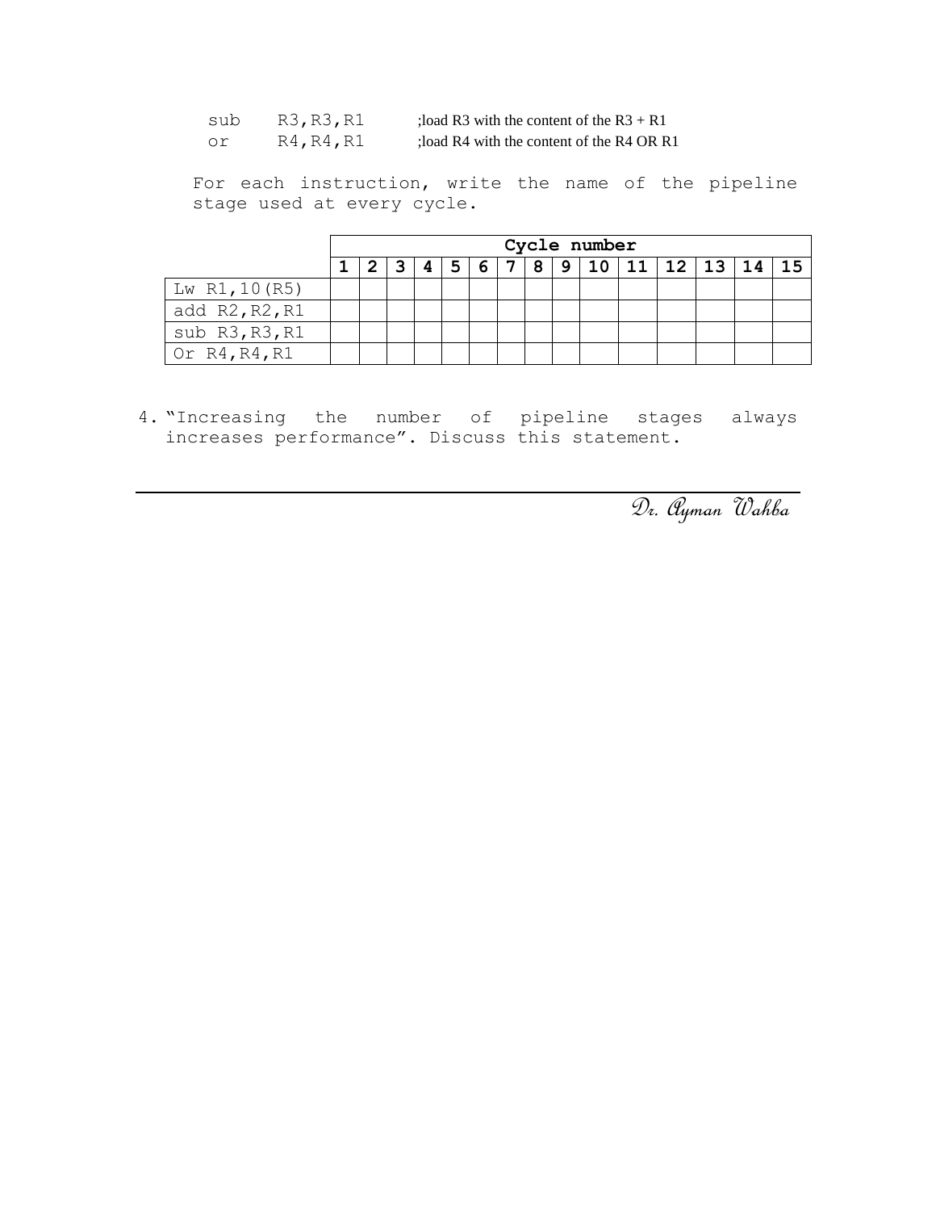```
sub    R3,R3,R1       ;load R3 with the content of the R3 + R1
or     R4,R4,R1       ;load R4 with the content of the R4 OR R1
```

For each instruction, write the name of the pipeline stage used at every cycle.

| | Cycle number | | | | | | | | | | | | | | |
|---|---|---|---|---|---|---|---|---|---|---|---|---|---|---|---|
| | **1** | **2** | **3** | **4** | **5** | **6** | **7** | **8** | **9** | **10** | **11** | **12** | **13** | **14** | **15** |
| Lw R1,10(R5) | | | | | | | | | | | | | | | |
| add R2,R2,R1 | | | | | | | | | | | | | | | |
| sub R3,R3,R1 | | | | | | | | | | | | | | | |
| Or R4,R4,R1 | | | | | | | | | | | | | | | |

4. "Increasing the number of pipeline stages always increases performance". Discuss this statement.

---

*Dr. Ayman Wahba*